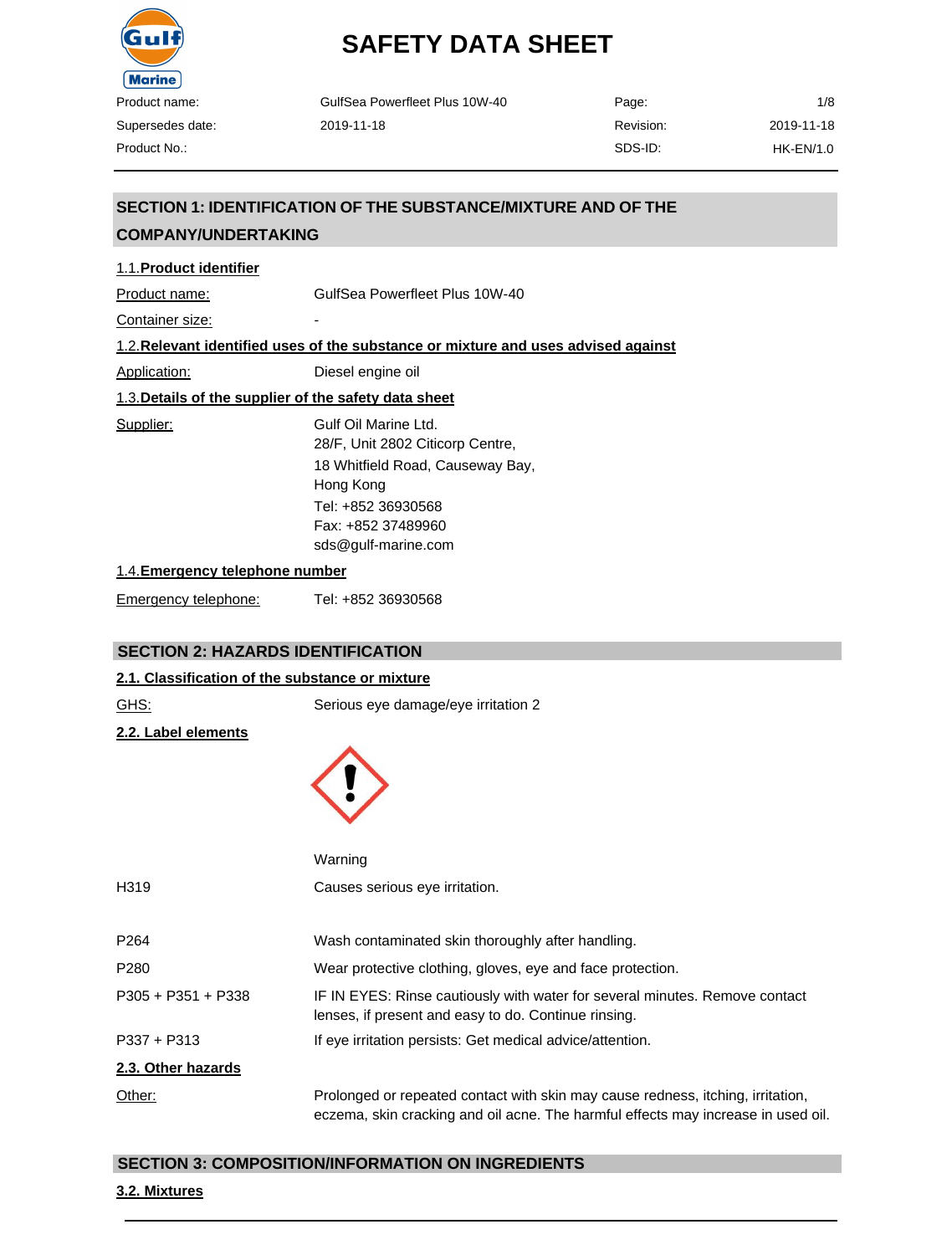# SAFETY DATA SHEET

| | | | |
|---|---|---|---|
| Product name: | GulfSea Powerfleet Plus 10W-40 | Page: | 1/8 |
| Supersedes date: | 2019-11-18 | Revision: | 2019-11-18 |
| Product No.: | | SDS-ID: | HK-EN/1.0 |

## SECTION 1: IDENTIFICATION OF THE SUBSTANCE/MIXTURE AND OF THE COMPANY/UNDERTAKING

### 1.1. Product identifier

Product name: GulfSea Powerfleet Plus 10W-40

Container size: -

### 1.2. Relevant identified uses of the substance or mixture and uses advised against

Application: Diesel engine oil

### 1.3. Details of the supplier of the safety data sheet

Supplier:
Gulf Oil Marine Ltd.
28/F, Unit 2802 Citicorp Centre,
18 Whitfield Road, Causeway Bay,
Hong Kong
Tel: +852 36930568
Fax: +852 37489960
sds@gulf-marine.com

### 1.4. Emergency telephone number

Emergency telephone: Tel: +852 36930568

## SECTION 2: HAZARDS IDENTIFICATION

### 2.1. Classification of the substance or mixture

GHS: Serious eye damage/eye irritation 2

### 2.2. Label elements

Warning

| | |
|---|---|
| H319 | Causes serious eye irritation. |
| P264 | Wash contaminated skin thoroughly after handling. |
| P280 | Wear protective clothing, gloves, eye and face protection. |
| P305 + P351 + P338 | IF IN EYES: Rinse cautiously with water for several minutes. Remove contact lenses, if present and easy to do. Continue rinsing. |
| P337 + P313 | If eye irritation persists: Get medical advice/attention. |

### 2.3. Other hazards

Other: Prolonged or repeated contact with skin may cause redness, itching, irritation, eczema, skin cracking and oil acne. The harmful effects may increase in used oil.

## SECTION 3: COMPOSITION/INFORMATION ON INGREDIENTS

### 3.2. Mixtures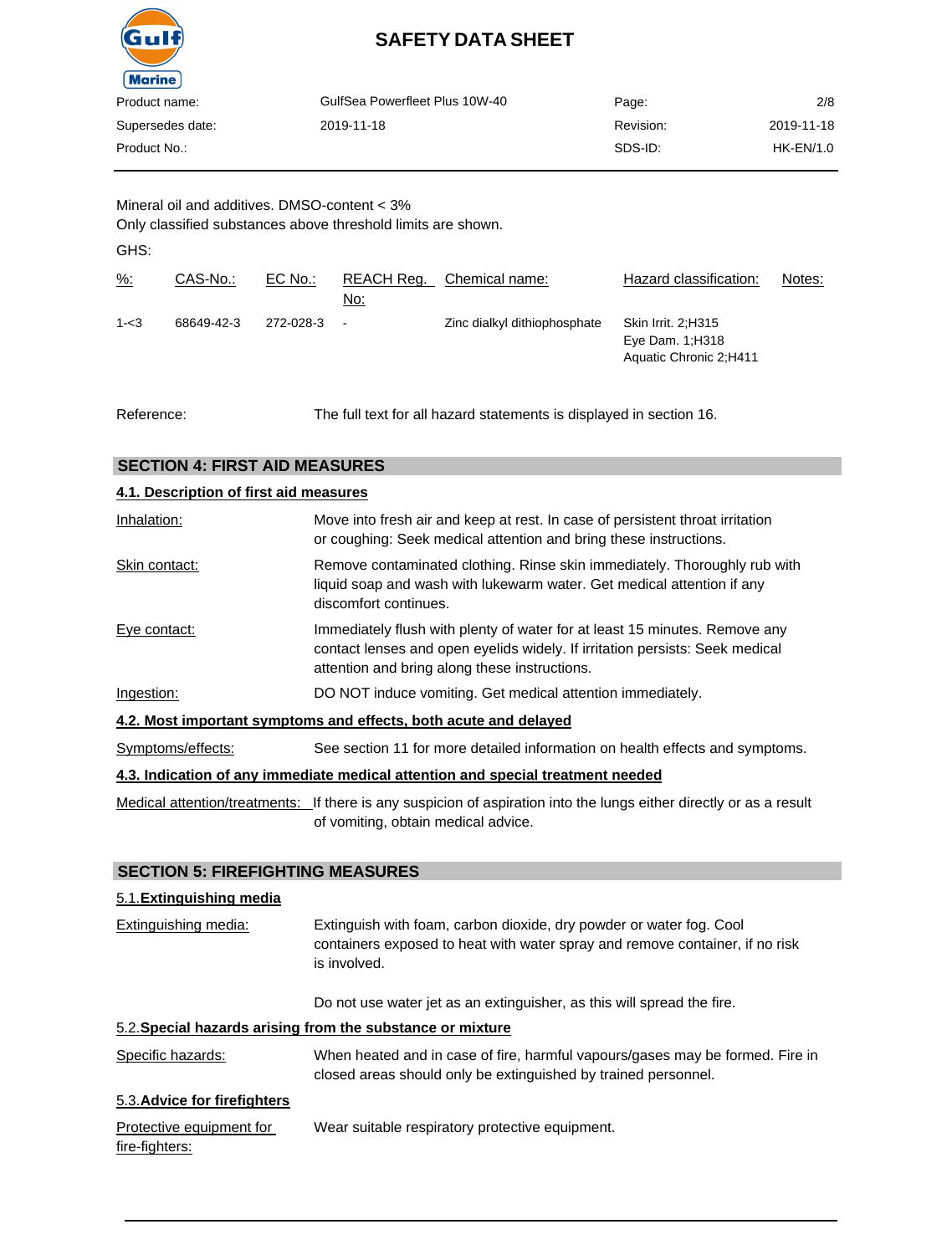Mineral oil and additives. DMSO-content < 3%
Only classified substances above threshold limits are shown.

GHS:

| %: | CAS-No.: | EC No.: | REACH Reg. No: | Chemical name: | Hazard classification: | Notes: |
|---|---|---|---|---|---|---|
| 1-<3 | 68649-42-3 | 272-028-3 | - | Zinc dialkyl dithiophosphate | Skin Irrit. 2;H315<br>Eye Dam. 1;H318<br>Aquatic Chronic 2;H411 | |

Reference: The full text for all hazard statements is displayed in section 16.

## SECTION 4: FIRST AID MEASURES

### 4.1. Description of first aid measures

**Inhalation:** Move into fresh air and keep at rest. In case of persistent throat irritation or coughing: Seek medical attention and bring these instructions.

**Skin contact:** Remove contaminated clothing. Rinse skin immediately. Thoroughly rub with liquid soap and wash with lukewarm water. Get medical attention if any discomfort continues.

**Eye contact:** Immediately flush with plenty of water for at least 15 minutes. Remove any contact lenses and open eyelids widely. If irritation persists: Seek medical attention and bring along these instructions.

**Ingestion:** DO NOT induce vomiting. Get medical attention immediately.

### 4.2. Most important symptoms and effects, both acute and delayed

**Symptoms/effects:** See section 11 for more detailed information on health effects and symptoms.

### 4.3. Indication of any immediate medical attention and special treatment needed

**Medical attention/treatments:** If there is any suspicion of aspiration into the lungs either directly or as a result of vomiting, obtain medical advice.

## SECTION 5: FIREFIGHTING MEASURES

### 5.1. Extinguishing media

**Extinguishing media:** Extinguish with foam, carbon dioxide, dry powder or water fog. Cool containers exposed to heat with water spray and remove container, if no risk is involved.

Do not use water jet as an extinguisher, as this will spread the fire.

### 5.2. Special hazards arising from the substance or mixture

**Specific hazards:** When heated and in case of fire, harmful vapours/gases may be formed. Fire in closed areas should only be extinguished by trained personnel.

### 5.3. Advice for firefighters

**Protective equipment for fire-fighters:** Wear suitable respiratory protective equipment.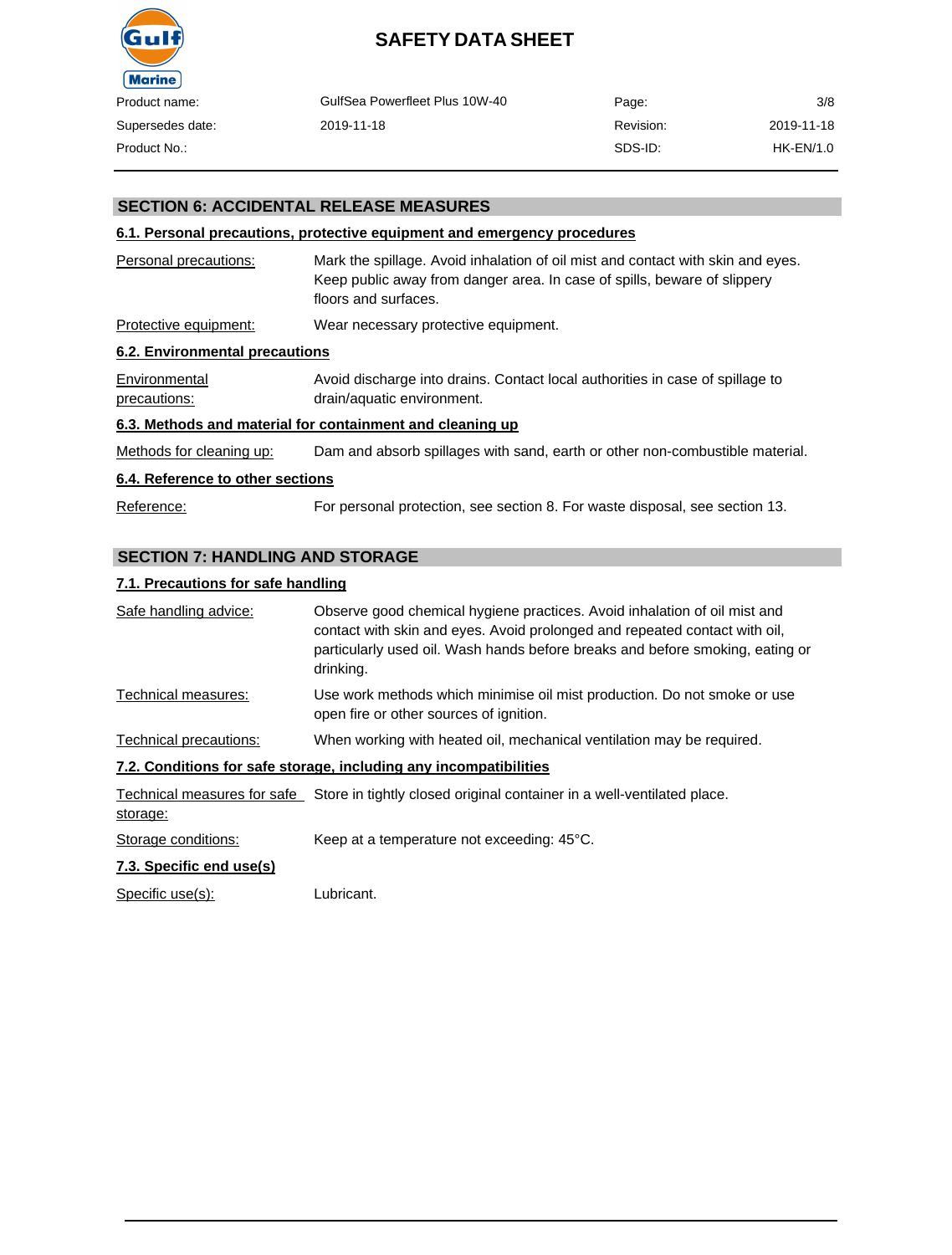## SECTION 6: ACCIDENTAL RELEASE MEASURES

### 6.1. Personal precautions, protective equipment and emergency procedures

| | |
|---|---|
| Personal precautions: | Mark the spillage. Avoid inhalation of oil mist and contact with skin and eyes. Keep public away from danger area. In case of spills, beware of slippery floors and surfaces. |
| Protective equipment: | Wear necessary protective equipment. |

### 6.2. Environmental precautions

| | |
|---|---|
| Environmental precautions: | Avoid discharge into drains. Contact local authorities in case of spillage to drain/aquatic environment. |

### 6.3. Methods and material for containment and cleaning up

| | |
|---|---|
| Methods for cleaning up: | Dam and absorb spillages with sand, earth or other non-combustible material. |

### 6.4. Reference to other sections

| | |
|---|---|
| Reference: | For personal protection, see section 8. For waste disposal, see section 13. |

## SECTION 7: HANDLING AND STORAGE

### 7.1. Precautions for safe handling

| | |
|---|---|
| Safe handling advice: | Observe good chemical hygiene practices. Avoid inhalation of oil mist and contact with skin and eyes. Avoid prolonged and repeated contact with oil, particularly used oil. Wash hands before breaks and before smoking, eating or drinking. |
| Technical measures: | Use work methods which minimise oil mist production. Do not smoke or use open fire or other sources of ignition. |
| Technical precautions: | When working with heated oil, mechanical ventilation may be required. |

### 7.2. Conditions for safe storage, including any incompatibilities

| | |
|---|---|
| Technical measures for safe storage: | Store in tightly closed original container in a well-ventilated place. |
| Storage conditions: | Keep at a temperature not exceeding: 45°C. |

### 7.3. Specific end use(s)

| | |
|---|---|
| Specific use(s): | Lubricant. |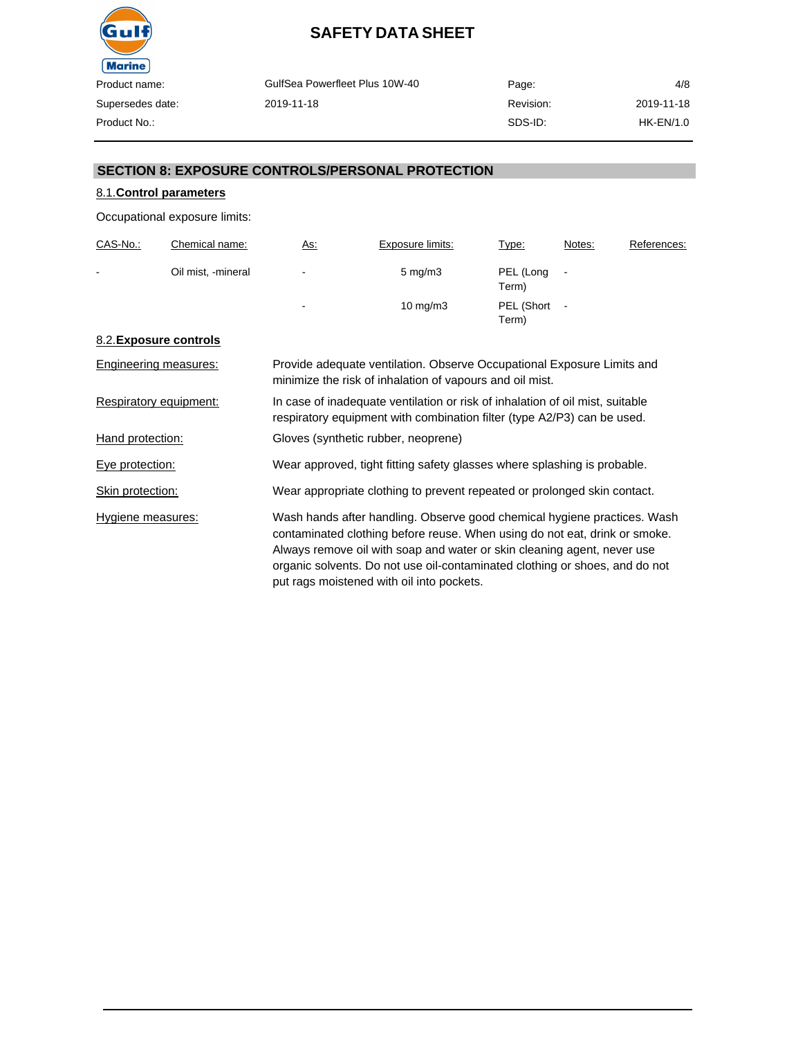# SAFETY DATA SHEET

| Product name: | GulfSea Powerfleet Plus 10W-40 | Page: | 4/8 |
|---|---|---|---|
| Supersedes date: | 2019-11-18 | Revision: | 2019-11-18 |
| Product No.: | | SDS-ID: | HK-EN/1.0 |

## SECTION 8: EXPOSURE CONTROLS/PERSONAL PROTECTION

### 8.1. Control parameters

Occupational exposure limits:

| CAS-No.: | Chemical name: | As: | Exposure limits: | Type: | Notes: | References: |
|---|---|---|---|---|---|---|
| - | Oil mist, -mineral | - | 5 mg/m3 | PEL (Long Term) | - | |
| | | - | 10 mg/m3 | PEL (Short Term) | - | |

### 8.2. Exposure controls

Engineering measures: Provide adequate ventilation. Observe Occupational Exposure Limits and minimize the risk of inhalation of vapours and oil mist.

Respiratory equipment: In case of inadequate ventilation or risk of inhalation of oil mist, suitable respiratory equipment with combination filter (type A2/P3) can be used.

Hand protection: Gloves (synthetic rubber, neoprene)

Eye protection: Wear approved, tight fitting safety glasses where splashing is probable.

Skin protection: Wear appropriate clothing to prevent repeated or prolonged skin contact.

Hygiene measures: Wash hands after handling. Observe good chemical hygiene practices. Wash contaminated clothing before reuse. When using do not eat, drink or smoke. Always remove oil with soap and water or skin cleaning agent, never use organic solvents. Do not use oil-contaminated clothing or shoes, and do not put rags moistened with oil into pockets.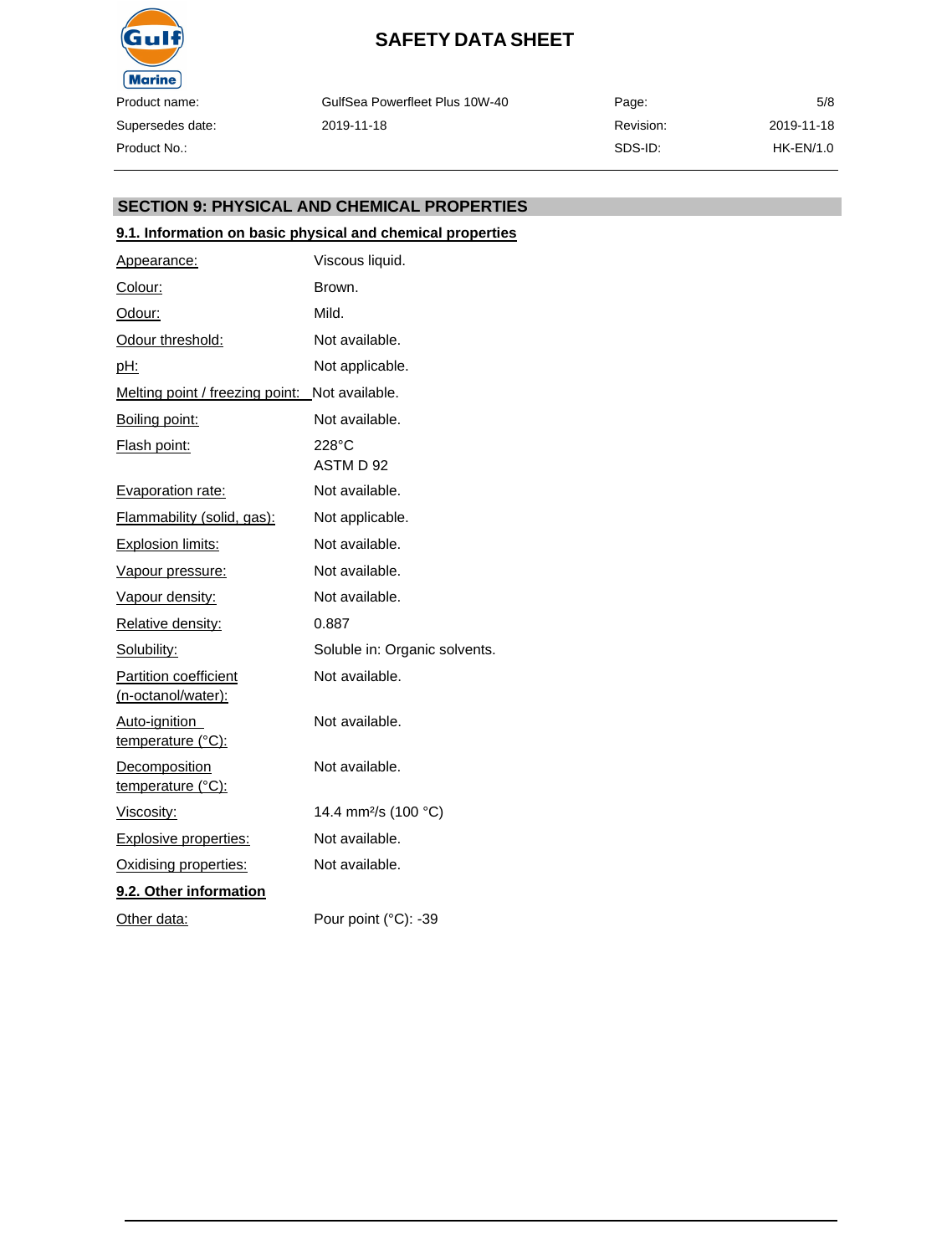## SECTION 9: PHYSICAL AND CHEMICAL PROPERTIES

### 9.1. Information on basic physical and chemical properties

| Property | Value |
|---|---|
| Appearance: | Viscous liquid. |
| Colour: | Brown. |
| Odour: | Mild. |
| Odour threshold: | Not available. |
| pH: | Not applicable. |
| Melting point / freezing point: | Not available. |
| Boiling point: | Not available. |
| Flash point: | 228°C ASTM D 92 |
| Evaporation rate: | Not available. |
| Flammability (solid, gas): | Not applicable. |
| Explosion limits: | Not available. |
| Vapour pressure: | Not available. |
| Vapour density: | Not available. |
| Relative density: | 0.887 |
| Solubility: | Soluble in: Organic solvents. |
| Partition coefficient (n-octanol/water): | Not available. |
| Auto-ignition temperature (°C): | Not available. |
| Decomposition temperature (°C): | Not available. |
| Viscosity: | 14.4 $mm^2/s$ (100 °C) |
| Explosive properties: | Not available. |
| Oxidising properties: | Not available. |

### 9.2. Other information

| Property | Value |
|---|---|
| Other data: | Pour point (°C): -39 |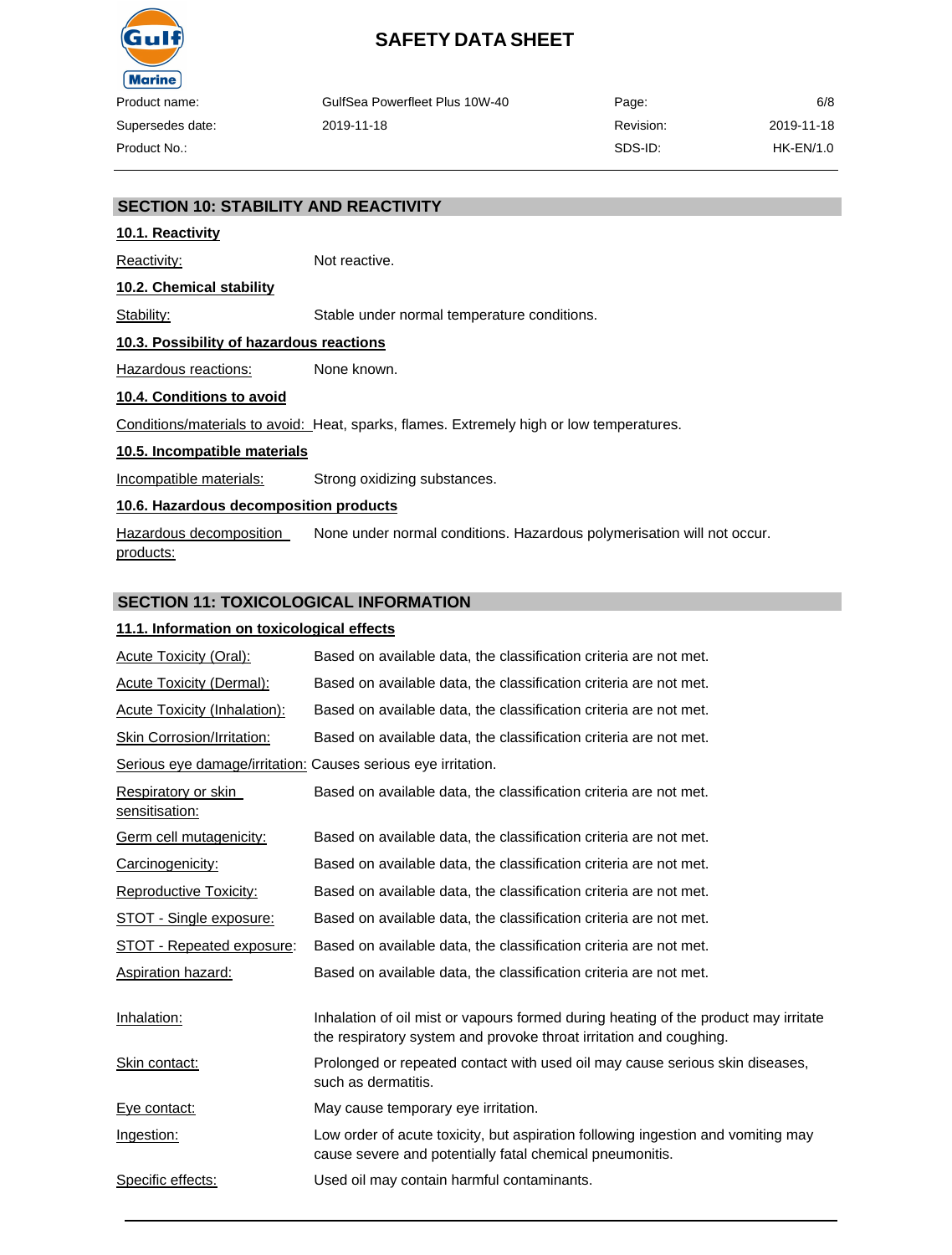## SECTION 10: STABILITY AND REACTIVITY

### 10.1. Reactivity

Reactivity: Not reactive.

### 10.2. Chemical stability

Stability: Stable under normal temperature conditions.

### 10.3. Possibility of hazardous reactions

Hazardous reactions: None known.

### 10.4. Conditions to avoid

Conditions/materials to avoid: Heat, sparks, flames. Extremely high or low temperatures.

### 10.5. Incompatible materials

Incompatible materials: Strong oxidizing substances.

### 10.6. Hazardous decomposition products

Hazardous decomposition products: None under normal conditions. Hazardous polymerisation will not occur.

## SECTION 11: TOXICOLOGICAL INFORMATION

### 11.1. Information on toxicological effects

Acute Toxicity (Oral): Based on available data, the classification criteria are not met.

Acute Toxicity (Dermal): Based on available data, the classification criteria are not met.

Acute Toxicity (Inhalation): Based on available data, the classification criteria are not met.

Skin Corrosion/Irritation: Based on available data, the classification criteria are not met.

Serious eye damage/irritation: Causes serious eye irritation.

Respiratory or skin sensitisation: Based on available data, the classification criteria are not met.

Germ cell mutagenicity: Based on available data, the classification criteria are not met.

Carcinogenicity: Based on available data, the classification criteria are not met.

Reproductive Toxicity: Based on available data, the classification criteria are not met.

STOT - Single exposure: Based on available data, the classification criteria are not met.

STOT - Repeated exposure: Based on available data, the classification criteria are not met.

Aspiration hazard: Based on available data, the classification criteria are not met.

Inhalation: Inhalation of oil mist or vapours formed during heating of the product may irritate the respiratory system and provoke throat irritation and coughing.

Skin contact: Prolonged or repeated contact with used oil may cause serious skin diseases, such as dermatitis.

Eye contact: May cause temporary eye irritation.

Ingestion: Low order of acute toxicity, but aspiration following ingestion and vomiting may cause severe and potentially fatal chemical pneumonitis.

Specific effects: Used oil may contain harmful contaminants.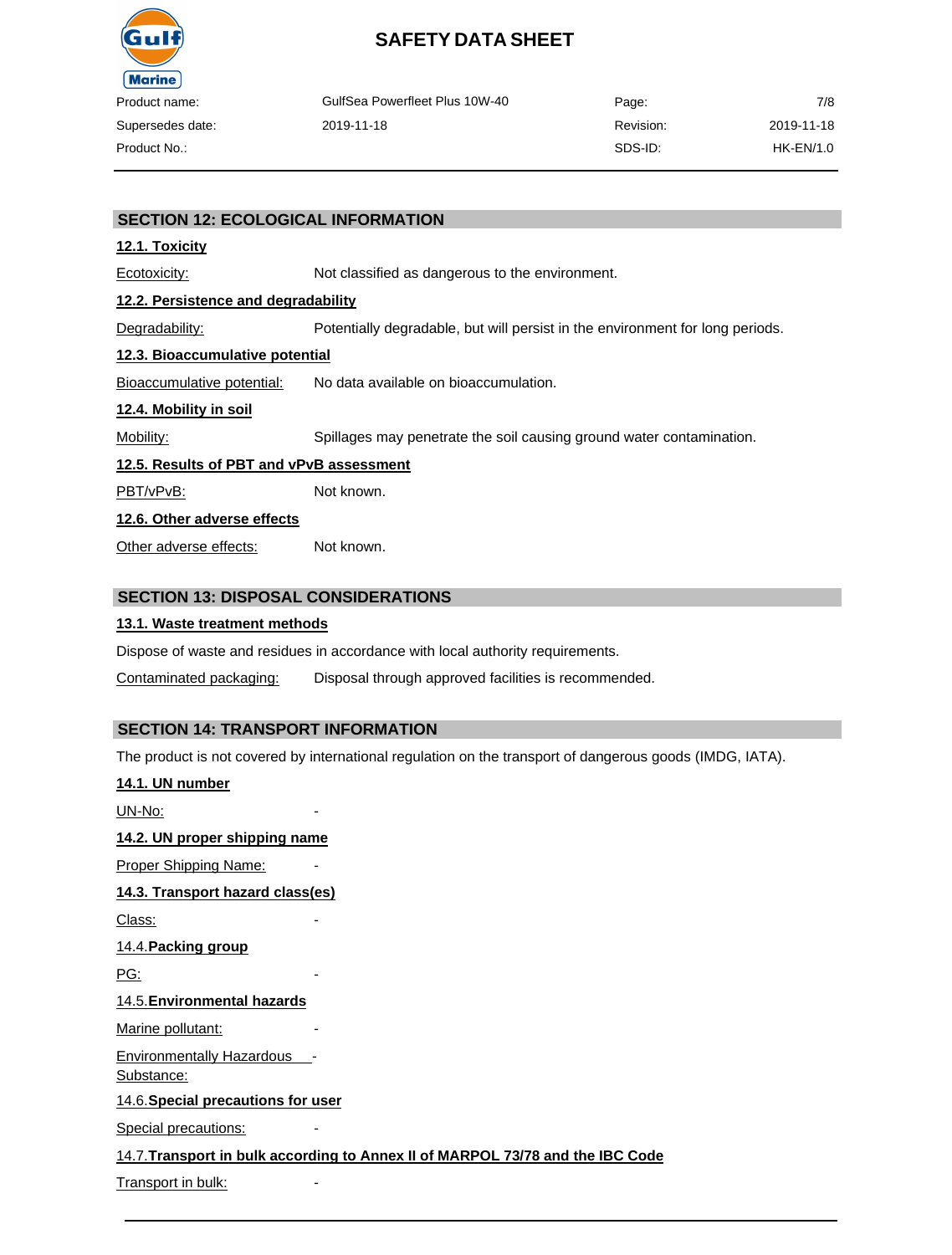## SECTION 12: ECOLOGICAL INFORMATION

### 12.1. Toxicity

Ecotoxicity: Not classified as dangerous to the environment.

### 12.2. Persistence and degradability

Degradability: Potentially degradable, but will persist in the environment for long periods.

### 12.3. Bioaccumulative potential

Bioaccumulative potential: No data available on bioaccumulation.

### 12.4. Mobility in soil

Mobility: Spillages may penetrate the soil causing ground water contamination.

### 12.5. Results of PBT and vPvB assessment

PBT/vPvB: Not known.

### 12.6. Other adverse effects

Other adverse effects: Not known.

## SECTION 13: DISPOSAL CONSIDERATIONS

### 13.1. Waste treatment methods

Dispose of waste and residues in accordance with local authority requirements.

Contaminated packaging: Disposal through approved facilities is recommended.

## SECTION 14: TRANSPORT INFORMATION

The product is not covered by international regulation on the transport of dangerous goods (IMDG, IATA).

### 14.1. UN number

UN-No: -

### 14.2. UN proper shipping name

Proper Shipping Name: -

### 14.3. Transport hazard class(es)

Class: -

### 14.4. Packing group

PG: -

### 14.5. Environmental hazards

Marine pollutant: -

Environmentally Hazardous Substance: -

### 14.6. Special precautions for user

Special precautions: -

### 14.7. Transport in bulk according to Annex II of MARPOL 73/78 and the IBC Code

Transport in bulk: -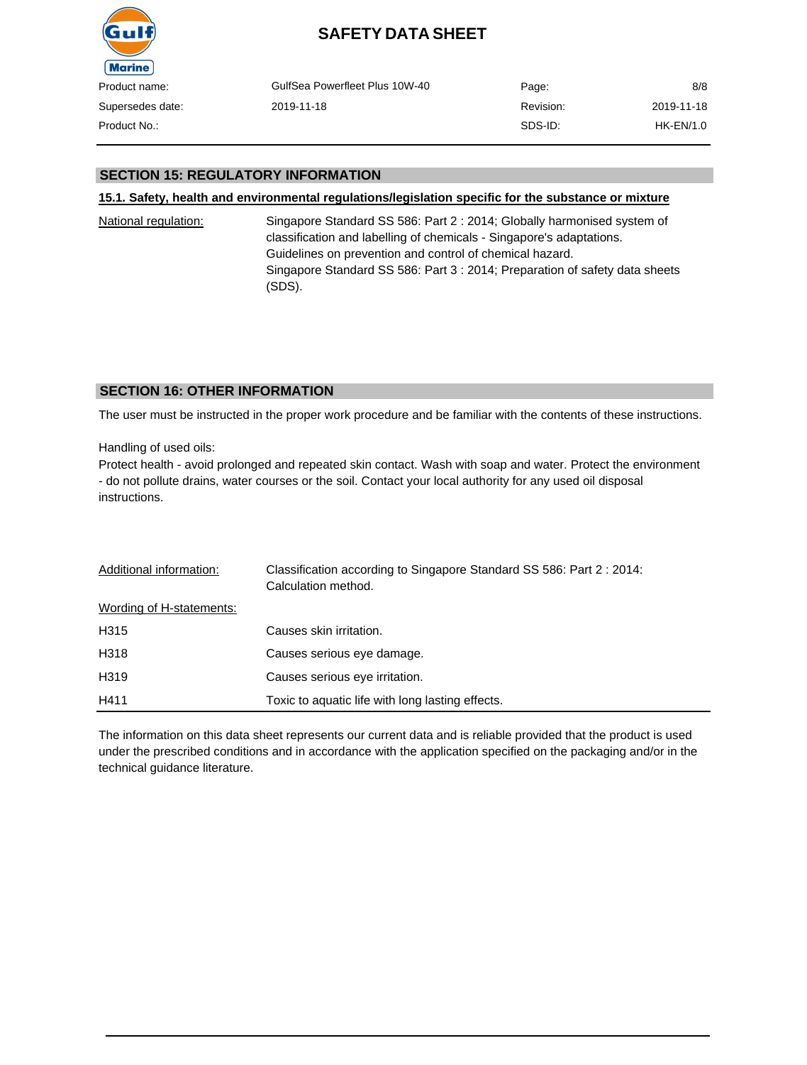## SECTION 15: REGULATORY INFORMATION

**15.1. Safety, health and environmental regulations/legislation specific for the substance or mixture**

| | |
|---|---|
| National regulation: | Singapore Standard SS 586: Part 2 : 2014; Globally harmonised system of classification and labelling of chemicals - Singapore's adaptations. Guidelines on prevention and control of chemical hazard. Singapore Standard SS 586: Part 3 : 2014; Preparation of safety data sheets (SDS). |

## SECTION 16: OTHER INFORMATION

The user must be instructed in the proper work procedure and be familiar with the contents of these instructions.

Handling of used oils:
Protect health - avoid prolonged and repeated skin contact. Wash with soap and water. Protect the environment - do not pollute drains, water courses or the soil. Contact your local authority for any used oil disposal instructions.

| | |
|---|---|
| Additional information: | Classification according to Singapore Standard SS 586: Part 2 : 2014: Calculation method. |
| Wording of H-statements: | |
| H315 | Causes skin irritation. |
| H318 | Causes serious eye damage. |
| H319 | Causes serious eye irritation. |
| H411 | Toxic to aquatic life with long lasting effects. |

The information on this data sheet represents our current data and is reliable provided that the product is used under the prescribed conditions and in accordance with the application specified on the packaging and/or in the technical guidance literature.